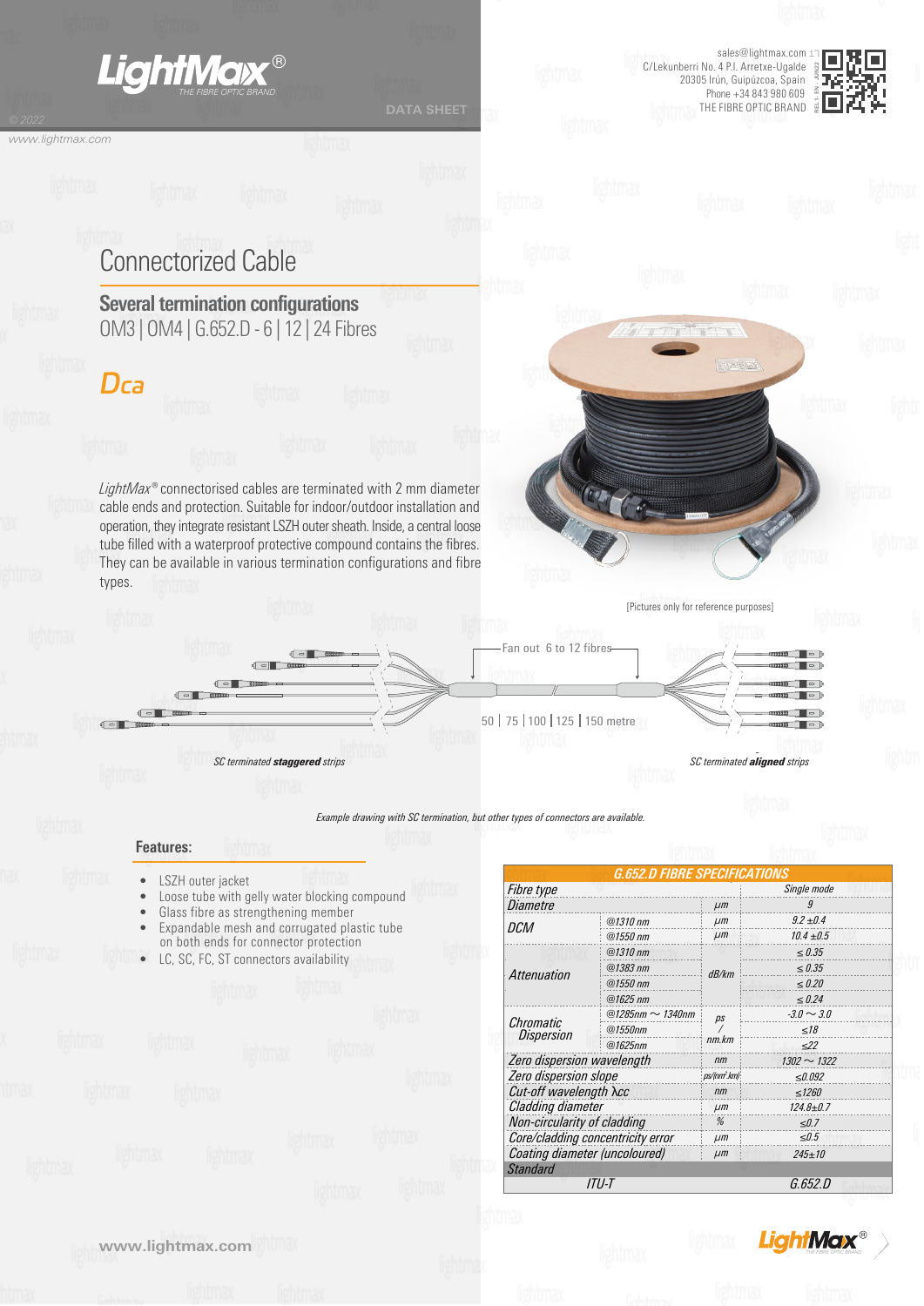LightMax® THE FIBRE OPTIC BRAND

DATA SHEET

sales@lightmax.com
C/Lekunberri No. 4 P.I. Arretxe-Ugalde
20305 Irún, Guipúzcoa, Spain
Phone +34 843 980 609
THE FIBRE OPTIC BRAND

# Connectorized Cable

## Several termination configurations

OM3 | OM4 | G.652.D - 6 | 12 | 24 Fibres

## Dca

*LightMax®* connectorised cables are terminated with 2 mm diameter cable ends and protection. Suitable for indoor/outdoor installation and operation, they integrate resistant LSZH outer sheath. Inside, a central loose tube filled with a waterproof protective compound contains the fibres. They can be available in various termination configurations and fibre types.

[Pictures only for reference purposes]

Fan out 6 to 12 fibres

50 | 75 | 100 | 125 | 150 metre

*SC terminated **staggered** strips*

*SC terminated **aligned** strips*

*Example drawing with SC termination, but other types of connectors are available.*

### Features:

- LSZH outer jacket
- Loose tube with gelly water blocking compound
- Glass fibre as strengthening member
- Expandable mesh and corrugated plastic tube on both ends for connector protection
- LC, SC, FC, ST connectors availability

| G.652.D FIBRE SPECIFICATIONS | | | |
|---|---|---|---|
| Fibre type | | | Single mode |
| Diametre | | µm | 9 |
| DCM | @1310 nm | µm | 9.2 ±0.4 |
| | @1550 nm | µm | 10.4 ±0.5 |
| Attenuation | @1310 nm | dB/km | ≤ 0.35 |
| | @1383 nm | | ≤ 0.35 |
| | @1550 nm | | ≤ 0.20 |
| | @1625 nm | | ≤ 0.24 |
| Chromatic Dispersion | @1285nm ~ 1340nm | ps / nm.km | -3.0 ~ 3.0 |
| | @1550nm | | ≤18 |
| | @1625nm | | ≤22 |
| Zero dispersion wavelength | | nm | 1302 ~ 1322 |
| Zero dispersion slope | | ps/(nm²·km) | ≤0.092 |
| Cut-off wavelength λcc | | nm | ≤1260 |
| Cladding diameter | | µm | 124.8±0.7 |
| Non-circularity of cladding | | % | ≤0.7 |
| Core/cladding concentricity error | | µm | ≤0.5 |
| Coating diameter (uncoloured) | | µm | 245±10 |
| Standard | | | |
| ITU-T | | | G.652.D |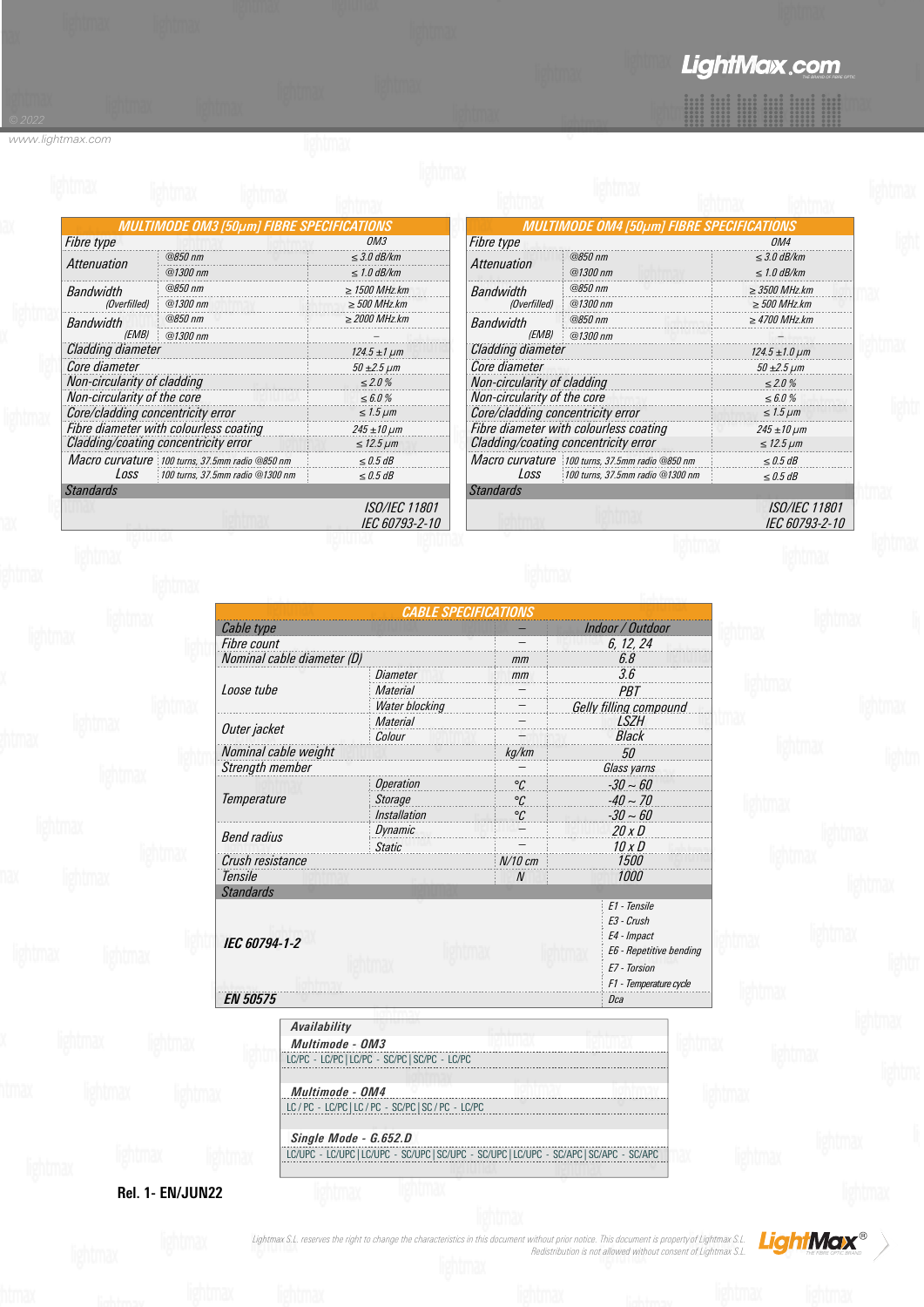## MULTIMODE OM3 [50μm] FIBRE SPECIFICATIONS

| | | |
|---|---|---|
| Fibre type | | OM3 |
| Attenuation | @850 nm | ≤ 3.0 dB/km |
| | @1300 nm | ≤ 1.0 dB/km |
| Bandwidth (Overfilled) | @850 nm | ≥ 1500 MHz.km |
| | @1300 nm | ≥ 500 MHz.km |
| Bandwidth (EMB) | @850 nm | ≥ 2000 MHz.km |
| | @1300 nm | – |
| Cladding diameter | | 124.5 ±1 μm |
| Core diameter | | 50 ±2.5 μm |
| Non-circularity of cladding | | ≤ 2.0 % |
| Non-circularity of the core | | ≤ 6.0 % |
| Core/cladding concentricity error | | ≤ 1.5 μm |
| Fibre diameter with colourless coating | | 245 ±10 μm |
| Cladding/coating concentricity error | | ≤ 12.5 μm |
| Macro curvature Loss | 100 turns, 37.5mm radio @850 nm | ≤ 0.5 dB |
| | 100 turns, 37.5mm radio @1300 nm | ≤ 0.5 dB |
| Standards | | |
| | | ISO/IEC 11801<br>IEC 60793-2-10 |

## MULTIMODE OM4 [50μm] FIBRE SPECIFICATIONS

| | | |
|---|---|---|
| Fibre type | | OM4 |
| Attenuation | @850 nm | ≤ 3.0 dB/km |
| | @1300 nm | ≤ 1.0 dB/km |
| Bandwidth (Overfilled) | @850 nm | ≥ 3500 MHz.km |
| | @1300 nm | ≥ 500 MHz.km |
| Bandwidth (EMB) | @850 nm | ≥ 4700 MHz.km |
| | @1300 nm | – |
| Cladding diameter | | 124.5 ±1.0 μm |
| Core diameter | | 50 ±2.5 μm |
| Non-circularity of cladding | | ≤ 2.0 % |
| Non-circularity of the core | | ≤ 6.0 % |
| Core/cladding concentricity error | | ≤ 1.5 μm |
| Fibre diameter with colourless coating | | 245 ±10 μm |
| Cladding/coating concentricity error | | ≤ 12.5 μm |
| Macro curvature Loss | 100 turns, 37.5mm radio @850 nm | ≤ 0.5 dB |
| | 100 turns, 37.5mm radio @1300 nm | ≤ 0.5 dB |
| Standards | | |
| | | ISO/IEC 11801<br>IEC 60793-2-10 |

## CABLE SPECIFICATIONS

| | | | |
|---|---|---|---|
| Cable type | | – | Indoor / Outdoor |
| Fibre count | | – | 6, 12, 24 |
| Nominal cable diameter (D) | | mm | 6.8 |
| Loose tube | Diameter | mm | 3.6 |
| | Material | – | PBT |
| | Water blocking | – | Gelly filling compound |
| Outer jacket | Material | – | LSZH |
| | Colour | – | Black |
| Nominal cable weight | | kg/km | 50 |
| Strength member | | – | Glass yarns |
| Temperature | Operation | °C | -30 ~ 60 |
| | Storage | °C | -40 ~ 70 |
| | Installation | °C | -30 ~ 60 |
| Bend radius | Dynamic | – | 20 x D |
| | Static | – | 10 x D |
| Crush resistance | | N/10 cm | 1500 |
| Tensile | | N | 1000 |
| Standards | | | |
| **IEC 60794-1-2** | | | E1 - Tensile<br>E3 - Crush<br>E4 - Impact<br>E6 - Repetitive bending<br>E7 - Torsion<br>F1 - Temperature cycle |
| **EN 50575** | | | Dca |

**Availability**

**Multimode - OM3**
LC/PC - LC/PC | LC/PC - SC/PC | SC/PC - LC/PC

**Multimode - OM4**
LC / PC - LC/PC | LC / PC - SC/PC | SC / PC - LC/PC

**Single Mode - G.652.D**
LC/UPC - LC/UPC | LC/UPC - SC/UPC | SC/UPC - SC/UPC | LC/UPC - SC/APC | SC/APC - SC/APC

**Rel. 1- EN/JUN22**

Lightmax S.L. reserves the right to change the characteristics in this document without prior notice. This document is property of Lightmax S.L. Redistribution is not allowed without consent of Lightmax S.L.